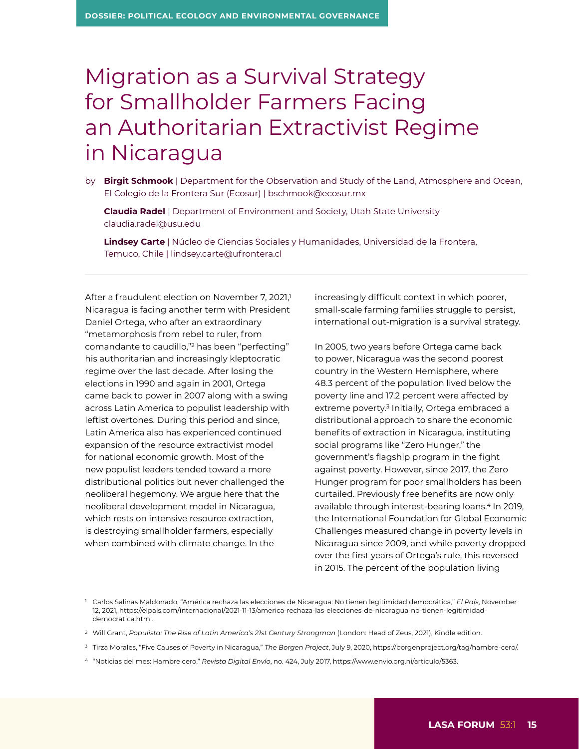DOSSIER: POLITICAL ECOLOGY AND ENVIRONMENTAL GOVERNANCE

# Migration as a Survival Strategy for Smallholder Farmers Facing an Authoritarian Extractivist Regime in Nicaragua

by **Birgit Schmook** | Department for the Observation and Study of the Land, Atmosphere and Ocean, El Colegio de la Frontera Sur (Ecosur) | bschmook@ecosur.mx

**Claudia Radel** | Department of Environment and Society, Utah State University claudia.radel@usu.edu

**Lindsey Carte** | Núcleo de Ciencias Sociales y Humanidades, Universidad de la Frontera, Temuco, Chile | lindsey.carte@ufrontera.cl

---

After a fraudulent election on November 7, 2021,[1] Nicaragua is facing another term with President Daniel Ortega, who after an extraordinary "metamorphosis from rebel to ruler, from comandante to caudillo,"[2] has been "perfecting" his authoritarian and increasingly kleptocratic regime over the last decade. After losing the elections in 1990 and again in 2001, Ortega came back to power in 2007 along with a swing across Latin America to populist leadership with leftist overtones. During this period and since, Latin America also has experienced continued expansion of the resource extractivist model for national economic growth. Most of the new populist leaders tended toward a more distributional politics but never challenged the neoliberal hegemony. We argue here that the neoliberal development model in Nicaragua, which rests on intensive resource extraction, is destroying smallholder farmers, especially when combined with climate change. In the increasingly difficult context in which poorer, small-scale farming families struggle to persist, international out-migration is a survival strategy.

In 2005, two years before Ortega came back to power, Nicaragua was the second poorest country in the Western Hemisphere, where 48.3 percent of the population lived below the poverty line and 17.2 percent were affected by extreme poverty.[3] Initially, Ortega embraced a distributional approach to share the economic benefits of extraction in Nicaragua, instituting social programs like "Zero Hunger," the government's flagship program in the fight against poverty. However, since 2017, the Zero Hunger program for poor smallholders has been curtailed. Previously free benefits are now only available through interest-bearing loans.[4] In 2019, the International Foundation for Global Economic Challenges measured change in poverty levels in Nicaragua since 2009, and while poverty dropped over the first years of Ortega's rule, this reversed in 2015. The percent of the population living

---

[1] Carlos Salinas Maldonado, "América rechaza las elecciones de Nicaragua: No tienen legitimidad democrática," *El País*, November 12, 2021, https://elpais.com/internacional/2021-11-13/america-rechaza-las-elecciones-de-nicaragua-no-tienen-legitimidad-democratica.html.

[2] Will Grant, *Populista: The Rise of Latin America's 21st Century Strongman* (London: Head of Zeus, 2021), Kindle edition.

[3] Tirza Morales, "Five Causes of Poverty in Nicaragua," *The Borgen Project*, July 9, 2020, https://borgenproject.org/tag/hambre-cero/.

[4] "Noticias del mes: Hambre cero," *Revista Digital Envío*, no. 424, July 2017, https://www.envio.org.ni/articulo/5363.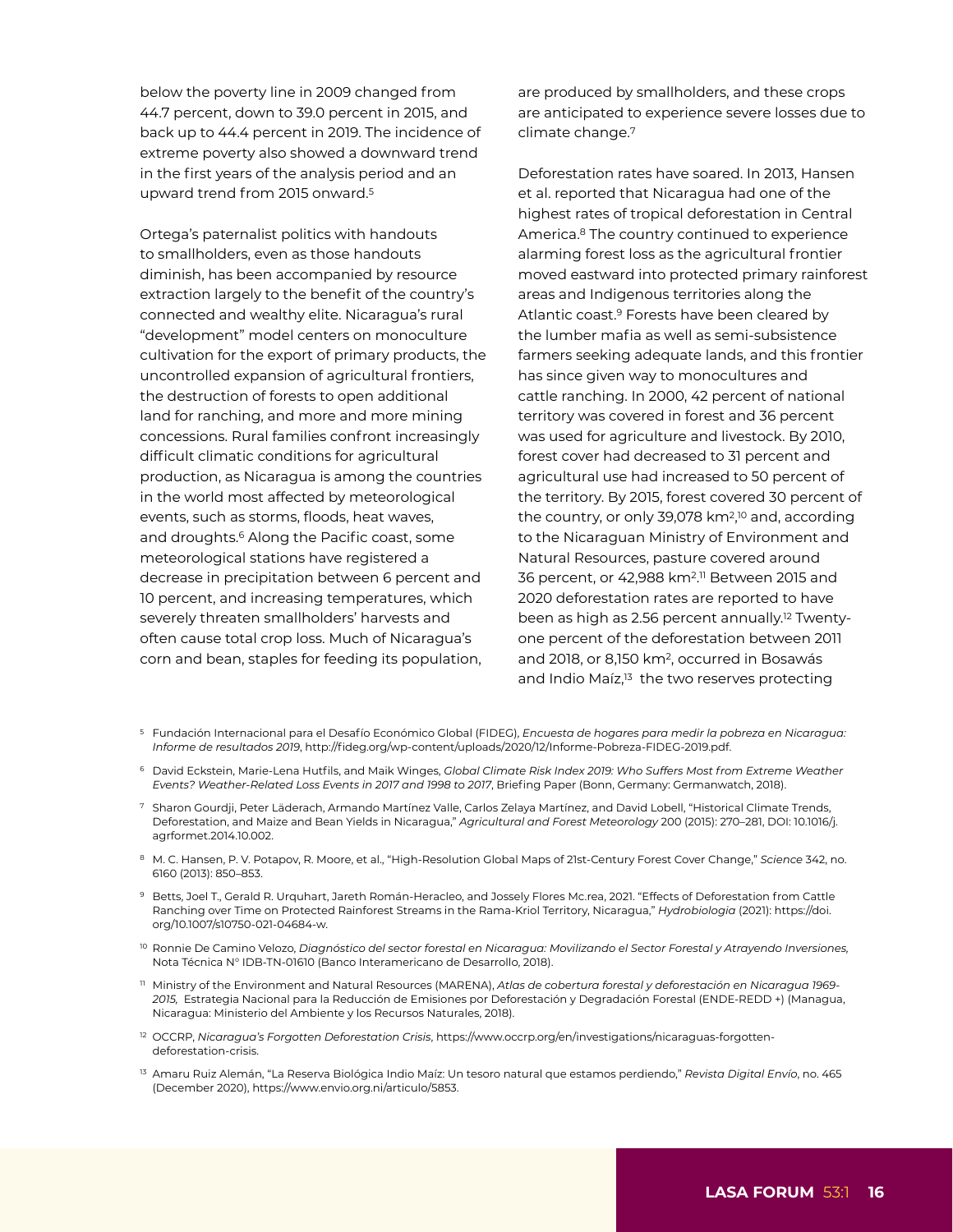below the poverty line in 2009 changed from 44.7 percent, down to 39.0 percent in 2015, and back up to 44.4 percent in 2019. The incidence of extreme poverty also showed a downward trend in the first years of the analysis period and an upward trend from 2015 onward.[5]

Ortega's paternalist politics with handouts to smallholders, even as those handouts diminish, has been accompanied by resource extraction largely to the benefit of the country's connected and wealthy elite. Nicaragua's rural "development" model centers on monoculture cultivation for the export of primary products, the uncontrolled expansion of agricultural frontiers, the destruction of forests to open additional land for ranching, and more and more mining concessions. Rural families confront increasingly difficult climatic conditions for agricultural production, as Nicaragua is among the countries in the world most affected by meteorological events, such as storms, floods, heat waves, and droughts.[6] Along the Pacific coast, some meteorological stations have registered a decrease in precipitation between 6 percent and 10 percent, and increasing temperatures, which severely threaten smallholders' harvests and often cause total crop loss. Much of Nicaragua's corn and bean, staples for feeding its population, are produced by smallholders, and these crops are anticipated to experience severe losses due to climate change.[7]

Deforestation rates have soared. In 2013, Hansen et al. reported that Nicaragua had one of the highest rates of tropical deforestation in Central America.[8] The country continued to experience alarming forest loss as the agricultural frontier moved eastward into protected primary rainforest areas and Indigenous territories along the Atlantic coast.[9] Forests have been cleared by the lumber mafia as well as semi-subsistence farmers seeking adequate lands, and this frontier has since given way to monocultures and cattle ranching. In 2000, 42 percent of national territory was covered in forest and 36 percent was used for agriculture and livestock. By 2010, forest cover had decreased to 31 percent and agricultural use had increased to 50 percent of the territory. By 2015, forest covered 30 percent of the country, or only 39,078 km$^2$,[10] and, according to the Nicaraguan Ministry of Environment and Natural Resources, pasture covered around 36 percent, or 42,988 km$^2$.[11] Between 2015 and 2020 deforestation rates are reported to have been as high as 2.56 percent annually.[12] Twenty-one percent of the deforestation between 2011 and 2018, or 8,150 km$^2$, occurred in Bosawás and Indio Maíz,[13] the two reserves protecting

---

[5] Fundación Internacional para el Desafío Económico Global (FIDEG), *Encuesta de hogares para medir la pobreza en Nicaragua: Informe de resultados 2019*, http://fideg.org/wp-content/uploads/2020/12/Informe-Pobreza-FIDEG-2019.pdf.

[6] David Eckstein, Marie-Lena Hutfils, and Maik Winges, *Global Climate Risk Index 2019: Who Suffers Most from Extreme Weather Events? Weather-Related Loss Events in 2017 and 1998 to 2017*, Briefing Paper (Bonn, Germany: Germanwatch, 2018).

[7] Sharon Gourdji, Peter Läderach, Armando Martínez Valle, Carlos Zelaya Martínez, and David Lobell, "Historical Climate Trends, Deforestation, and Maize and Bean Yields in Nicaragua," *Agricultural and Forest Meteorology* 200 (2015): 270–281, DOI: 10.1016/j.agrformet.2014.10.002.

[8] M. C. Hansen, P. V. Potapov, R. Moore, et al., "High-Resolution Global Maps of 21st-Century Forest Cover Change," *Science* 342, no. 6160 (2013): 850–853.

[9] Betts, Joel T., Gerald R. Urquhart, Jareth Román-Heracleo, and Jossely Flores Mc.rea, 2021. "Effects of Deforestation from Cattle Ranching over Time on Protected Rainforest Streams in the Rama-Kriol Territory, Nicaragua," *Hydrobiologia* (2021): https://doi.org/10.1007/s10750-021-04684-w.

[10] Ronnie De Camino Velozo, *Diagnóstico del sector forestal en Nicaragua: Movilizando el Sector Forestal y Atrayendo Inversiones,* Nota Técnica N° IDB-TN-01610 (Banco Interamericano de Desarrollo, 2018).

[11] Ministry of the Environment and Natural Resources (MARENA), *Atlas de cobertura forestal y deforestación en Nicaragua 1969-2015,* Estrategia Nacional para la Reducción de Emisiones por Deforestación y Degradación Forestal (ENDE-REDD +) (Managua, Nicaragua: Ministerio del Ambiente y los Recursos Naturales, 2018).

[12] OCCRP, *Nicaragua's Forgotten Deforestation Crisis*, https://www.occrp.org/en/investigations/nicaraguas-forgotten-deforestation-crisis.

[13] Amaru Ruiz Alemán, "La Reserva Biológica Indio Maíz: Un tesoro natural que estamos perdiendo," *Revista Digital Envío*, no. 465 (December 2020), https://www.envio.org.ni/articulo/5853.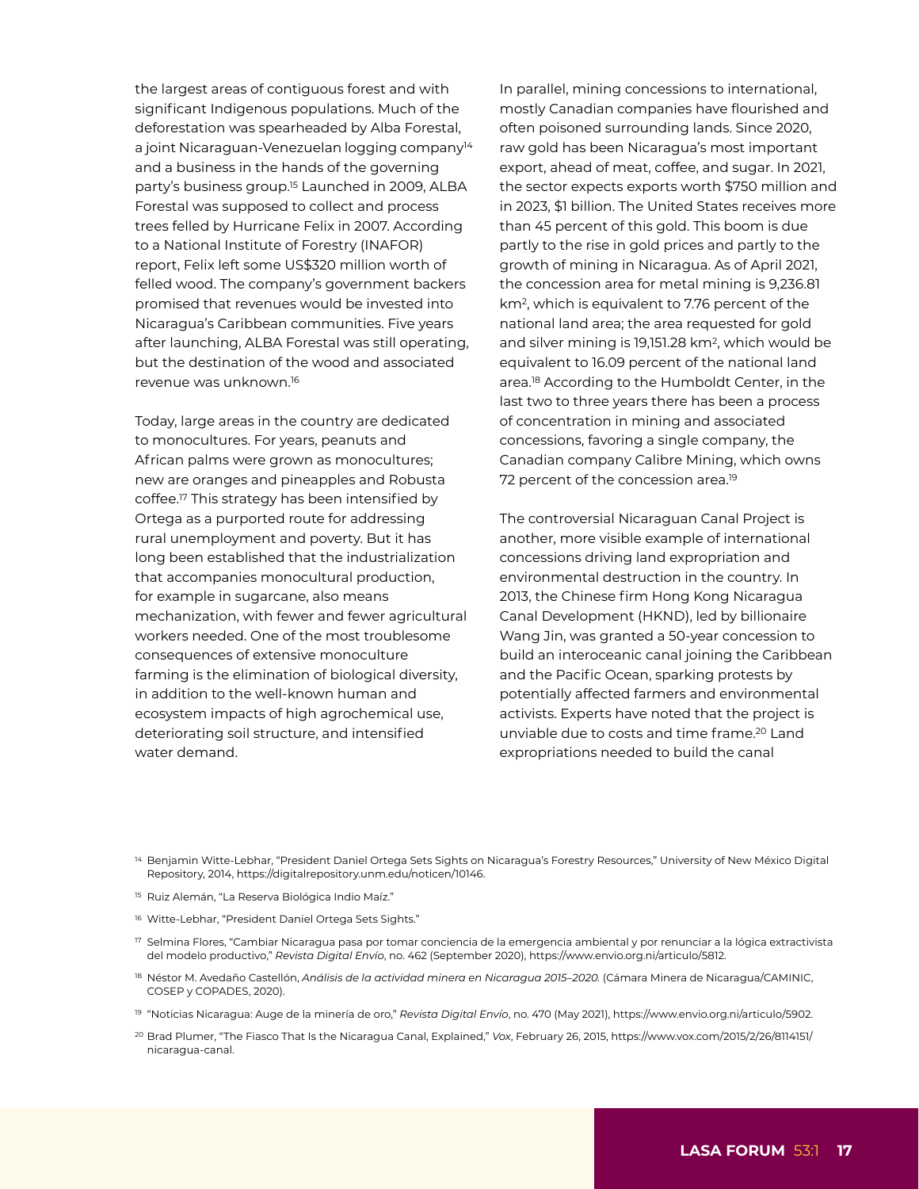the largest areas of contiguous forest and with significant Indigenous populations. Much of the deforestation was spearheaded by Alba Forestal, a joint Nicaraguan-Venezuelan logging company[14] and a business in the hands of the governing party's business group.[15] Launched in 2009, ALBA Forestal was supposed to collect and process trees felled by Hurricane Felix in 2007. According to a National Institute of Forestry (INAFOR) report, Felix left some US$320 million worth of felled wood. The company's government backers promised that revenues would be invested into Nicaragua's Caribbean communities. Five years after launching, ALBA Forestal was still operating, but the destination of the wood and associated revenue was unknown.[16]

Today, large areas in the country are dedicated to monocultures. For years, peanuts and African palms were grown as monocultures; new are oranges and pineapples and Robusta coffee.[17] This strategy has been intensified by Ortega as a purported route for addressing rural unemployment and poverty. But it has long been established that the industrialization that accompanies monocultural production, for example in sugarcane, also means mechanization, with fewer and fewer agricultural workers needed. One of the most troublesome consequences of extensive monoculture farming is the elimination of biological diversity, in addition to the well-known human and ecosystem impacts of high agrochemical use, deteriorating soil structure, and intensified water demand.

In parallel, mining concessions to international, mostly Canadian companies have flourished and often poisoned surrounding lands. Since 2020, raw gold has been Nicaragua's most important export, ahead of meat, coffee, and sugar. In 2021, the sector expects exports worth $750 million and in 2023, $1 billion. The United States receives more than 45 percent of this gold. This boom is due partly to the rise in gold prices and partly to the growth of mining in Nicaragua. As of April 2021, the concession area for metal mining is 9,236.81 km$^2$, which is equivalent to 7.76 percent of the national land area; the area requested for gold and silver mining is 19,151.28 km$^2$, which would be equivalent to 16.09 percent of the national land area.[18] According to the Humboldt Center, in the last two to three years there has been a process of concentration in mining and associated concessions, favoring a single company, the Canadian company Calibre Mining, which owns 72 percent of the concession area.[19]

The controversial Nicaraguan Canal Project is another, more visible example of international concessions driving land expropriation and environmental destruction in the country. In 2013, the Chinese firm Hong Kong Nicaragua Canal Development (HKND), led by billionaire Wang Jin, was granted a 50-year concession to build an interoceanic canal joining the Caribbean and the Pacific Ocean, sparking protests by potentially affected farmers and environmental activists. Experts have noted that the project is unviable due to costs and time frame.[20] Land expropriations needed to build the canal

---

[14] Benjamin Witte-Lebhar, "President Daniel Ortega Sets Sights on Nicaragua's Forestry Resources," University of New México Digital Repository, 2014, https://digitalrepository.unm.edu/noticen/10146.

[15] Ruiz Alemán, "La Reserva Biológica Indio Maíz."

[16] Witte-Lebhar, "President Daniel Ortega Sets Sights."

[17] Selmina Flores, "Cambiar Nicaragua pasa por tomar conciencia de la emergencia ambiental y por renunciar a la lógica extractivista del modelo productivo," *Revista Digital Envío*, no. 462 (September 2020), https://www.envio.org.ni/articulo/5812.

[18] Néstor M. Avedaño Castellón, *Análisis de la actividad minera en Nicaragua 2015–2020.* (Cámara Minera de Nicaragua/CAMINIC, COSEP y COPADES, 2020).

[19] "Noticias Nicaragua: Auge de la minería de oro," *Revista Digital Envío*, no. 470 (May 2021), https://www.envio.org.ni/articulo/5902.

[20] Brad Plumer, "The Fiasco That Is the Nicaragua Canal, Explained," *Vox*, February 26, 2015, https://www.vox.com/2015/2/26/8114151/nicaragua-canal.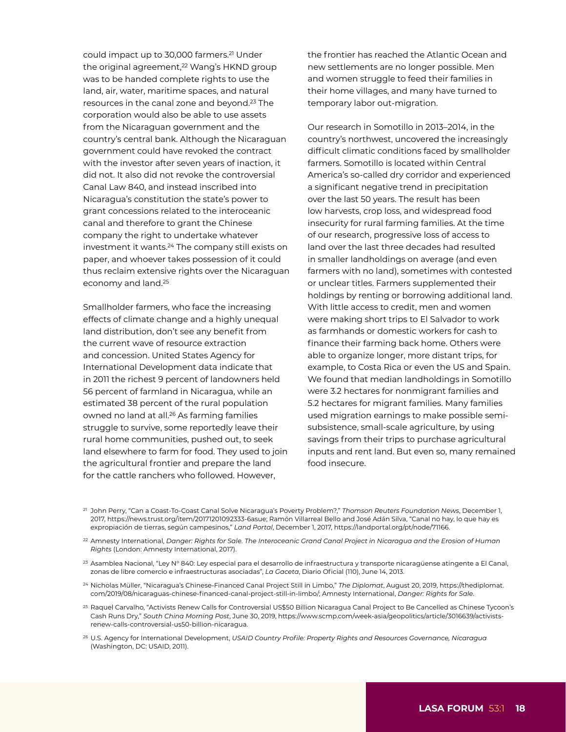could impact up to 30,000 farmers.[21] Under the original agreement,[22] Wang's HKND group was to be handed complete rights to use the land, air, water, maritime spaces, and natural resources in the canal zone and beyond.[23] The corporation would also be able to use assets from the Nicaraguan government and the country's central bank. Although the Nicaraguan government could have revoked the contract with the investor after seven years of inaction, it did not. It also did not revoke the controversial Canal Law 840, and instead inscribed into Nicaragua's constitution the state's power to grant concessions related to the interoceanic canal and therefore to grant the Chinese company the right to undertake whatever investment it wants.[24] The company still exists on paper, and whoever takes possession of it could thus reclaim extensive rights over the Nicaraguan economy and land.[25]

Smallholder farmers, who face the increasing effects of climate change and a highly unequal land distribution, don't see any benefit from the current wave of resource extraction and concession. United States Agency for International Development data indicate that in 2011 the richest 9 percent of landowners held 56 percent of farmland in Nicaragua, while an estimated 38 percent of the rural population owned no land at all.[26] As farming families struggle to survive, some reportedly leave their rural home communities, pushed out, to seek land elsewhere to farm for food. They used to join the agricultural frontier and prepare the land for the cattle ranchers who followed. However, the frontier has reached the Atlantic Ocean and new settlements are no longer possible. Men and women struggle to feed their families in their home villages, and many have turned to temporary labor out-migration.

Our research in Somotillo in 2013–2014, in the country's northwest, uncovered the increasingly difficult climatic conditions faced by smallholder farmers. Somotillo is located within Central America's so-called dry corridor and experienced a significant negative trend in precipitation over the last 50 years. The result has been low harvests, crop loss, and widespread food insecurity for rural farming families. At the time of our research, progressive loss of access to land over the last three decades had resulted in smaller landholdings on average (and even farmers with no land), sometimes with contested or unclear titles. Farmers supplemented their holdings by renting or borrowing additional land. With little access to credit, men and women were making short trips to El Salvador to work as farmhands or domestic workers for cash to finance their farming back home. Others were able to organize longer, more distant trips, for example, to Costa Rica or even the US and Spain. We found that median landholdings in Somotillo were 3.2 hectares for nonmigrant families and 5.2 hectares for migrant families. Many families used migration earnings to make possible semi-subsistence, small-scale agriculture, by using savings from their trips to purchase agricultural inputs and rent land. But even so, many remained food insecure.

---

[21] John Perry, "Can a Coast-To-Coast Canal Solve Nicaragua's Poverty Problem?," *Thomson Reuters Foundation News*, December 1, 2017, https://news.trust.org/item/20171201092333-6asue; Ramón Villarreal Bello and José Adán Silva, "Canal no hay, lo que hay es expropiación de tierras, según campesinos," *Land Portal*, December 1, 2017, https://landportal.org/pt/node/71166.

[22] Amnesty International, *Danger: Rights for Sale. The Interoceanic Grand Canal Project in Nicaragua and the Erosion of Human Rights* (London: Amnesty International, 2017).

[23] Asamblea Nacional, "Ley N° 840: Ley especial para el desarrollo de infraestructura y transporte nicaragüense atingente a El Canal, zonas de libre comercio e infraestructuras asociadas", *La Gaceta*, Diario Oficial (110), June 14, 2013.

[24] Nicholas Müller, "Nicaragua's Chinese-Financed Canal Project Still in Limbo," *The Diplomat*, August 20, 2019, https://thediplomat.com/2019/08/nicaraguas-chinese-financed-canal-project-still-in-limbo/; Amnesty International, *Danger: Rights for Sale*.

[25] Raquel Carvalho, "Activists Renew Calls for Controversial US$50 Billion Nicaragua Canal Project to Be Cancelled as Chinese Tycoon's Cash Runs Dry," *South China Morning Post*, June 30, 2019, https://www.scmp.com/week-asia/geopolitics/article/3016639/activists-renew-calls-controversial-us50-billion-nicaragua.

[26] U.S. Agency for International Development, *USAID Country Profile: Property Rights and Resources Governance, Nicaragua* (Washington, DC: USAID, 2011).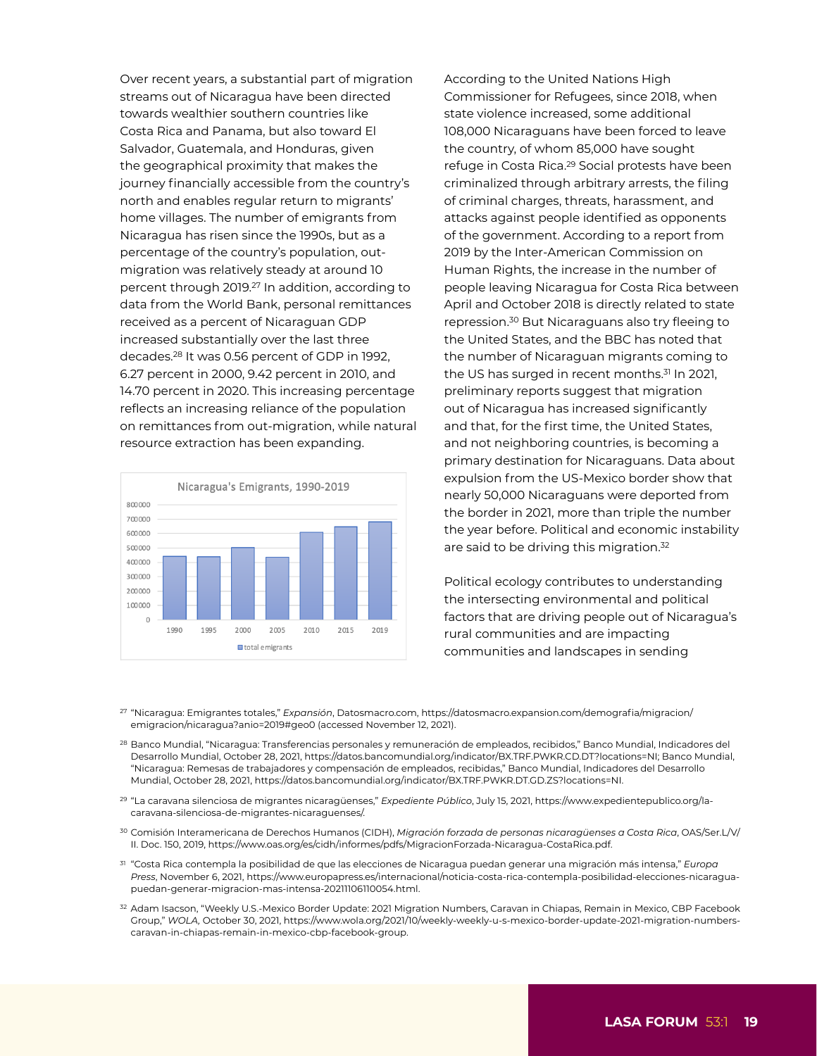Over recent years, a substantial part of migration streams out of Nicaragua have been directed towards wealthier southern countries like Costa Rica and Panama, but also toward El Salvador, Guatemala, and Honduras, given the geographical proximity that makes the journey financially accessible from the country's north and enables regular return to migrants' home villages. The number of emigrants from Nicaragua has risen since the 1990s, but as a percentage of the country's population, out-migration was relatively steady at around 10 percent through 2019.[27] In addition, according to data from the World Bank, personal remittances received as a percent of Nicaraguan GDP increased substantially over the last three decades.[28] It was 0.56 percent of GDP in 1992, 6.27 percent in 2000, 9.42 percent in 2010, and 14.70 percent in 2020. This increasing percentage reflects an increasing reliance of the population on remittances from out-migration, while natural resource extraction has been expanding.

Nicaragua's Emigrants, 1990-2019

According to the United Nations High Commissioner for Refugees, since 2018, when state violence increased, some additional 108,000 Nicaraguans have been forced to leave the country, of whom 85,000 have sought refuge in Costa Rica.[29] Social protests have been criminalized through arbitrary arrests, the filing of criminal charges, threats, harassment, and attacks against people identified as opponents of the government. According to a report from 2019 by the Inter-American Commission on Human Rights, the increase in the number of people leaving Nicaragua for Costa Rica between April and October 2018 is directly related to state repression.[30] But Nicaraguans also try fleeing to the United States, and the BBC has noted that the number of Nicaraguan migrants coming to the US has surged in recent months.[31] In 2021, preliminary reports suggest that migration out of Nicaragua has increased significantly and that, for the first time, the United States, and not neighboring countries, is becoming a primary destination for Nicaraguans. Data about expulsion from the US-Mexico border show that nearly 50,000 Nicaraguans were deported from the border in 2021, more than triple the number the year before. Political and economic instability are said to be driving this migration.[32]

Political ecology contributes to understanding the intersecting environmental and political factors that are driving people out of Nicaragua's rural communities and are impacting communities and landscapes in sending

---

[27] "Nicaragua: Emigrantes totales," *Expansión*, Datosmacro.com, https://datosmacro.expansion.com/demografia/migracion/emigracion/nicaragua?anio=2019#geo0 (accessed November 12, 2021).

[28] Banco Mundial, "Nicaragua: Transferencias personales y remuneración de empleados, recibidos," Banco Mundial, Indicadores del Desarrollo Mundial, October 28, 2021, https://datos.bancomundial.org/indicator/BX.TRF.PWKR.CD.DT?locations=NI; Banco Mundial, "Nicaragua: Remesas de trabajadores y compensación de empleados, recibidas," Banco Mundial, Indicadores del Desarrollo Mundial, October 28, 2021, https://datos.bancomundial.org/indicator/BX.TRF.PWKR.DT.GD.ZS?locations=NI.

[29] "La caravana silenciosa de migrantes nicaragüenses," *Expediente Público*, July 15, 2021, https://www.expedientepublico.org/la-caravana-silenciosa-de-migrantes-nicaraguenses/.

[30] Comisión Interamericana de Derechos Humanos (CIDH), *Migración forzada de personas nicaragüenses a Costa Rica*, OAS/Ser.L/V/II. Doc. 150, 2019, https://www.oas.org/es/cidh/informes/pdfs/MigracionForzada-Nicaragua-CostaRica.pdf.

[31] "Costa Rica contempla la posibilidad de que las elecciones de Nicaragua puedan generar una migración más intensa," *Europa Press*, November 6, 2021, https://www.europapress.es/internacional/noticia-costa-rica-contempla-posibilidad-elecciones-nicaragua-puedan-generar-migracion-mas-intensa-20211106110054.html.

[32] Adam Isacson, "Weekly U.S.-Mexico Border Update: 2021 Migration Numbers, Caravan in Chiapas, Remain in Mexico, CBP Facebook Group," *WOLA*, October 30, 2021, https://www.wola.org/2021/10/weekly-weekly-u-s-mexico-border-update-2021-migration-numbers-caravan-in-chiapas-remain-in-mexico-cbp-facebook-group.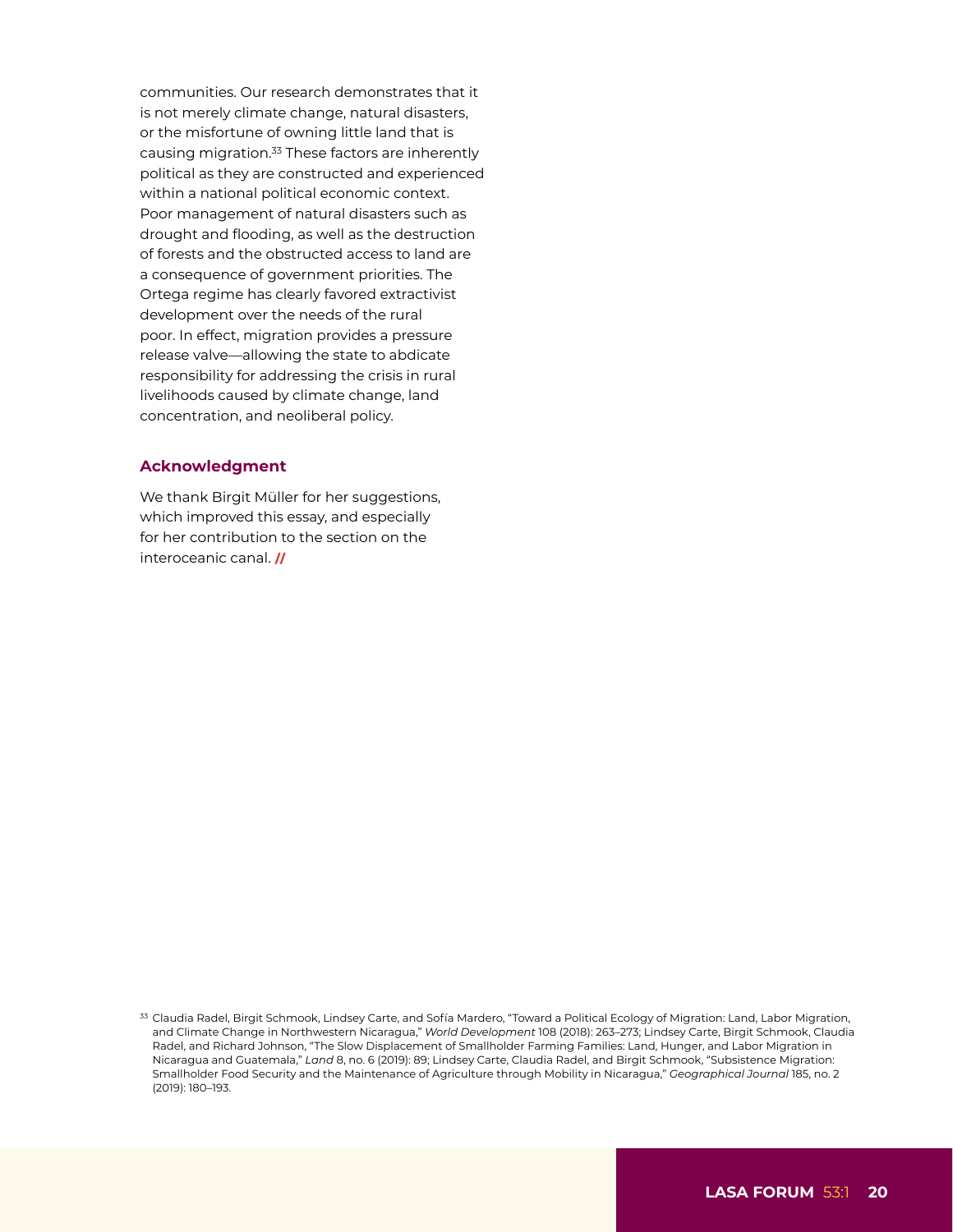communities. Our research demonstrates that it is not merely climate change, natural disasters, or the misfortune of owning little land that is causing migration.[33] These factors are inherently political as they are constructed and experienced within a national political economic context. Poor management of natural disasters such as drought and flooding, as well as the destruction of forests and the obstructed access to land are a consequence of government priorities. The Ortega regime has clearly favored extractivist development over the needs of the rural poor. In effect, migration provides a pressure release valve—allowing the state to abdicate responsibility for addressing the crisis in rural livelihoods caused by climate change, land concentration, and neoliberal policy.

## Acknowledgment

We thank Birgit Müller for her suggestions, which improved this essay, and especially for her contribution to the section on the interoceanic canal. //

[33] Claudia Radel, Birgit Schmook, Lindsey Carte, and Sofía Mardero, "Toward a Political Ecology of Migration: Land, Labor Migration, and Climate Change in Northwestern Nicaragua," *World Development* 108 (2018): 263–273; Lindsey Carte, Birgit Schmook, Claudia Radel, and Richard Johnson, "The Slow Displacement of Smallholder Farming Families: Land, Hunger, and Labor Migration in Nicaragua and Guatemala," *Land* 8, no. 6 (2019): 89; Lindsey Carte, Claudia Radel, and Birgit Schmook, "Subsistence Migration: Smallholder Food Security and the Maintenance of Agriculture through Mobility in Nicaragua," *Geographical Journal* 185, no. 2 (2019): 180–193.